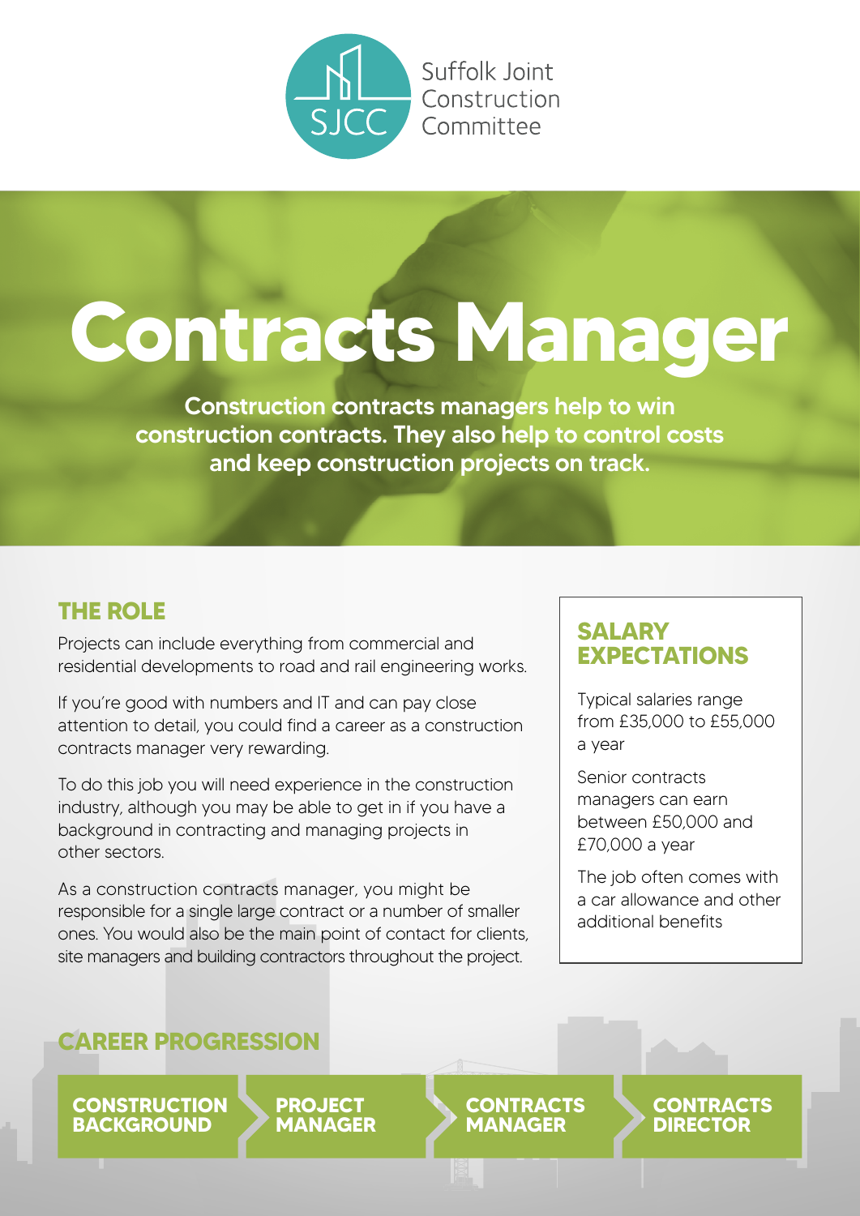Suffolk Joint Construction Committee

# Contracts Manager

**Construction contracts managers help to win construction contracts. They also help to control costs and keep construction projects on track.**

## THE ROLE

Projects can include everything from commercial and residential developments to road and rail engineering works.

If you're good with numbers and IT and can pay close attention to detail, you could find a career as a construction contracts manager very rewarding.

To do this job you will need experience in the construction industry, although you may be able to get in if you have a background in contracting and managing projects in other sectors.

As a construction contracts manager, you might be responsible for a single large contract or a number of smaller ones. You would also be the main point of contact for clients, site managers and building contractors throughout the project.

## SALARY EXPECTATIONS

Typical salaries range from £35,000 to £55,000 a year

Senior contracts managers can earn between £50,000 and £70,000 a year

The job often comes with a car allowance and other additional benefits

## CAREER PROGRESSION

**CONSTRUCTION BACKGROUND** → **PROJECT MANAGER** → **CONTRACTS MANAGER** → **CONTRACTS DIRECTOR**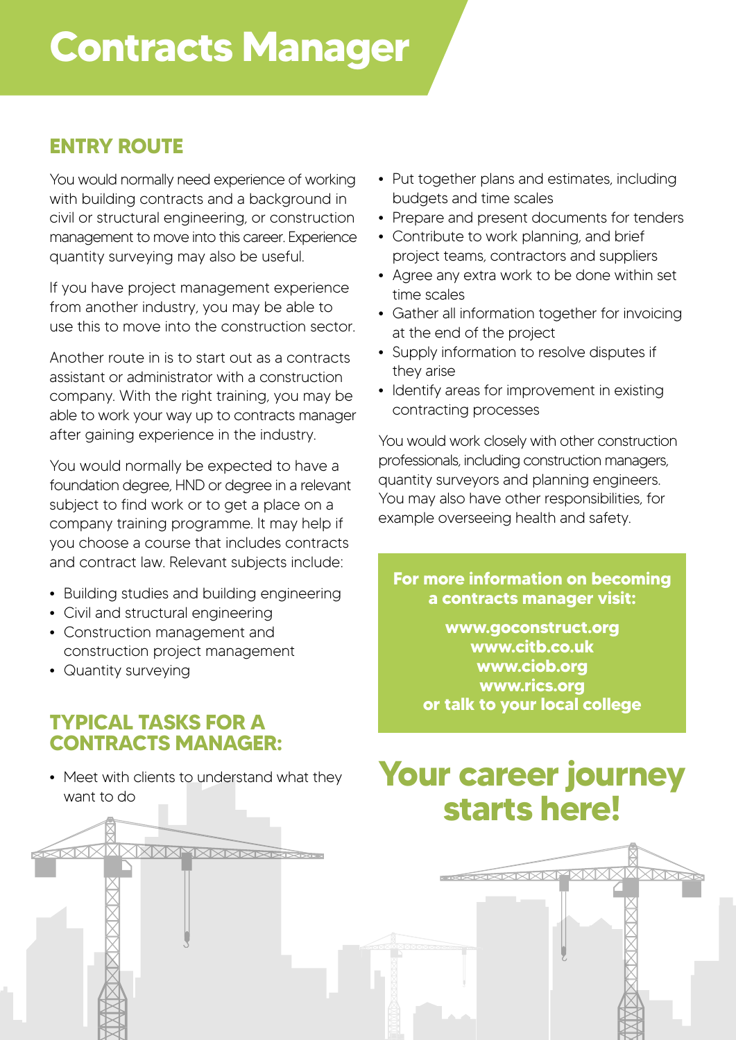# Contracts Manager

## ENTRY ROUTE

You would normally need experience of working with building contracts and a background in civil or structural engineering, or construction management to move into this career. Experience quantity surveying may also be useful.

If you have project management experience from another industry, you may be able to use this to move into the construction sector.

Another route in is to start out as a contracts assistant or administrator with a construction company. With the right training, you may be able to work your way up to contracts manager after gaining experience in the industry.

You would normally be expected to have a foundation degree, HND or degree in a relevant subject to find work or to get a place on a company training programme. It may help if you choose a course that includes contracts and contract law. Relevant subjects include:

- Building studies and building engineering
- Civil and structural engineering
- Construction management and construction project management
- Quantity surveying

## TYPICAL TASKS FOR A CONTRACTS MANAGER:

- Meet with clients to understand what they want to do
- Put together plans and estimates, including budgets and time scales
- Prepare and present documents for tenders
- Contribute to work planning, and brief project teams, contractors and suppliers
- Agree any extra work to be done within set time scales
- Gather all information together for invoicing at the end of the project
- Supply information to resolve disputes if they arise
- Identify areas for improvement in existing contracting processes

You would work closely with other construction professionals, including construction managers, quantity surveyors and planning engineers. You may also have other responsibilities, for example overseeing health and safety.

**For more information on becoming a contracts manager visit:**

**www.goconstruct.org**
**www.citb.co.uk**
**www.ciob.org**
**www.rics.org**
**or talk to your local college**

## Your career journey starts here!